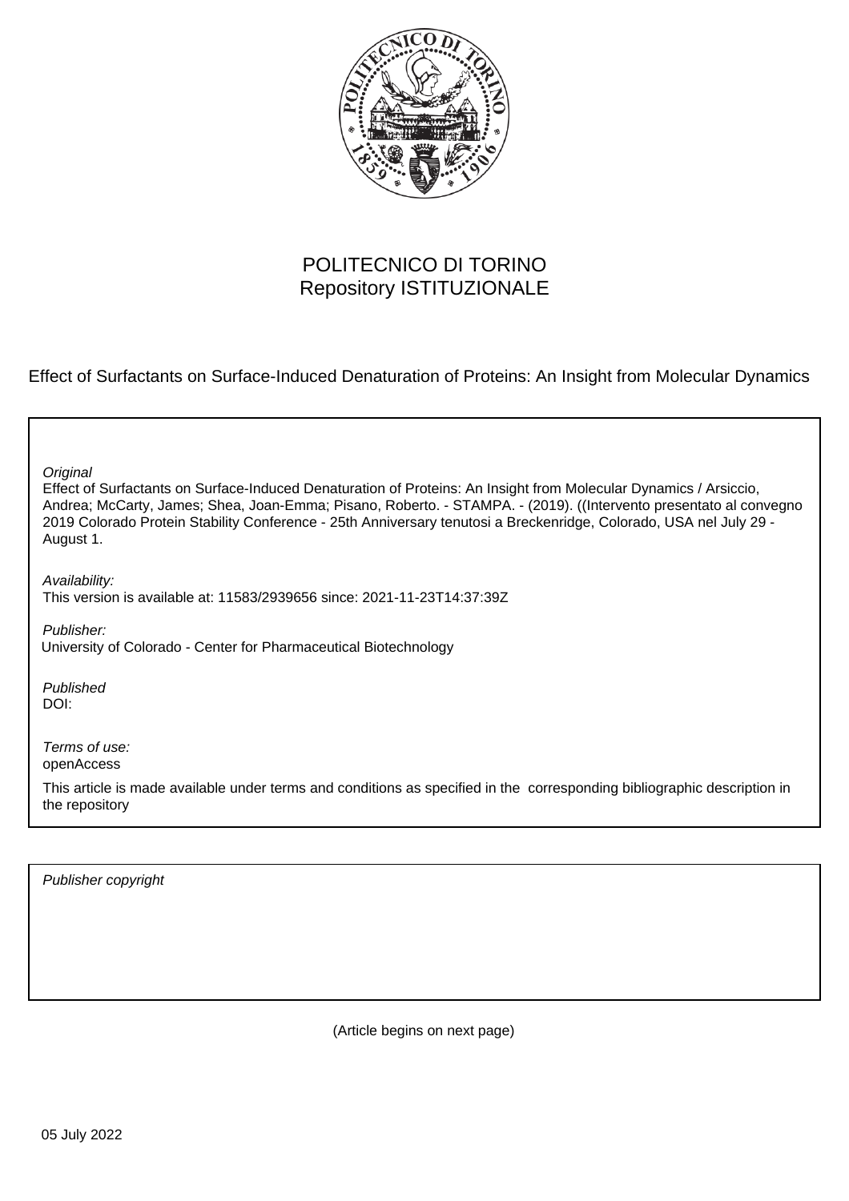POLITECNICO DI TORINO
Repository ISTITUZIONALE

Effect of Surfactants on Surface-Induced Denaturation of Proteins: An Insight from Molecular Dynamics

*Original*
Effect of Surfactants on Surface-Induced Denaturation of Proteins: An Insight from Molecular Dynamics / Arsiccio, Andrea; McCarty, James; Shea, Joan-Emma; Pisano, Roberto. - STAMPA. - (2019). ((Intervento presentato al convegno 2019 Colorado Protein Stability Conference - 25th Anniversary tenutosi a Breckenridge, Colorado, USA nel July 29 - August 1.

*Availability:*
This version is available at: 11583/2939656 since: 2021-11-23T14:37:39Z

*Publisher:*
University of Colorado - Center for Pharmaceutical Biotechnology

*Published*
DOI:

*Terms of use:*
openAccess

This article is made available under terms and conditions as specified in the corresponding bibliographic description in the repository

*Publisher copyright*

(Article begins on next page)

05 July 2022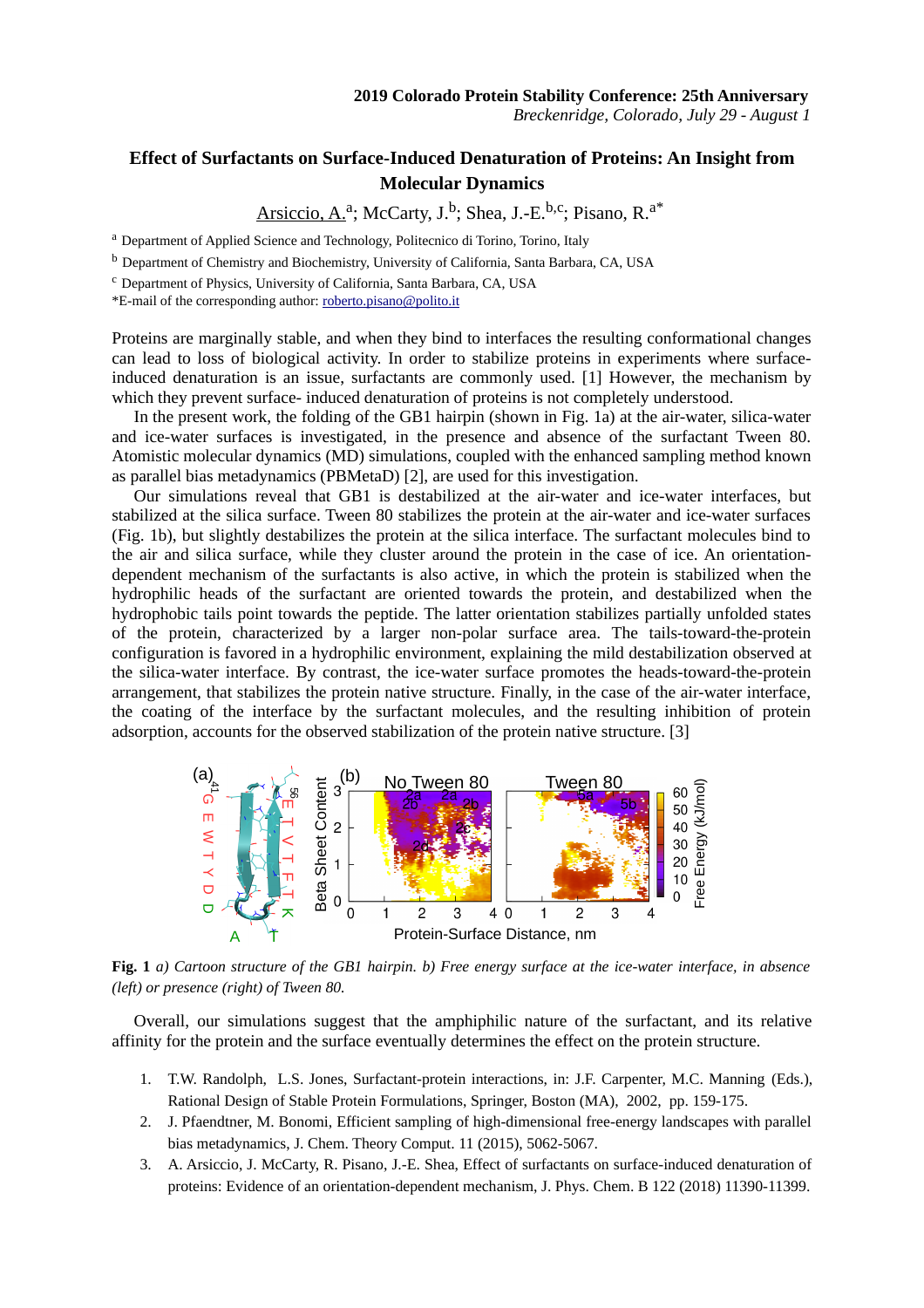**2019 Colorado Protein Stability Conference: 25th Anniversary**
*Breckenridge, Colorado, July 29 - August 1*

# Effect of Surfactants on Surface-Induced Denaturation of Proteins: An Insight from Molecular Dynamics

Arsiccio, A.[a]; McCarty, J.[b]; Shea, J.-E.[b,c]; Pisano, R.[a*]

[a] Department of Applied Science and Technology, Politecnico di Torino, Torino, Italy
[b] Department of Chemistry and Biochemistry, University of California, Santa Barbara, CA, USA
[c] Department of Physics, University of California, Santa Barbara, CA, USA
*E-mail of the corresponding author: roberto.pisano@polito.it

Proteins are marginally stable, and when they bind to interfaces the resulting conformational changes can lead to loss of biological activity. In order to stabilize proteins in experiments where surface-induced denaturation is an issue, surfactants are commonly used. [1] However, the mechanism by which they prevent surface- induced denaturation of proteins is not completely understood.

In the present work, the folding of the GB1 hairpin (shown in Fig. 1a) at the air-water, silica-water and ice-water surfaces is investigated, in the presence and absence of the surfactant Tween 80. Atomistic molecular dynamics (MD) simulations, coupled with the enhanced sampling method known as parallel bias metadynamics (PBMetaD) [2], are used for this investigation.

Our simulations reveal that GB1 is destabilized at the air-water and ice-water interfaces, but stabilized at the silica surface. Tween 80 stabilizes the protein at the air-water and ice-water surfaces (Fig. 1b), but slightly destabilizes the protein at the silica interface. The surfactant molecules bind to the air and silica surface, while they cluster around the protein in the case of ice. An orientation-dependent mechanism of the surfactants is also active, in which the protein is stabilized when the hydrophilic heads of the surfactant are oriented towards the protein, and destabilized when the hydrophobic tails point towards the peptide. The latter orientation stabilizes partially unfolded states of the protein, characterized by a larger non-polar surface area. The tails-toward-the-protein configuration is favored in a hydrophilic environment, explaining the mild destabilization observed at the silica-water interface. By contrast, the ice-water surface promotes the heads-toward-the-protein arrangement, that stabilizes the protein native structure. Finally, in the case of the air-water interface, the coating of the interface by the surfactant molecules, and the resulting inhibition of protein adsorption, accounts for the observed stabilization of the protein native structure. [3]

(a)
41 G E W T Y D D A T K T F T V T E 56

(b)
No Tween 80
Tween 80
Beta Sheet Content
Protein-Surface Distance, nm
Free Energy (kJ/mol)
2a 2b 2c 2d 5a 5b
0 10 20 30 40 50 60

**Fig. 1** *a) Cartoon structure of the GB1 hairpin. b) Free energy surface at the ice-water interface, in absence (left) or presence (right) of Tween 80.*

Overall, our simulations suggest that the amphiphilic nature of the surfactant, and its relative affinity for the protein and the surface eventually determines the effect on the protein structure.

1. T.W. Randolph, L.S. Jones, Surfactant-protein interactions, in: J.F. Carpenter, M.C. Manning (Eds.), Rational Design of Stable Protein Formulations, Springer, Boston (MA), 2002, pp. 159-175.
2. J. Pfaendtner, M. Bonomi, Efficient sampling of high-dimensional free-energy landscapes with parallel bias metadynamics, J. Chem. Theory Comput. 11 (2015), 5062-5067.
3. A. Arsiccio, J. McCarty, R. Pisano, J.-E. Shea, Effect of surfactants on surface-induced denaturation of proteins: Evidence of an orientation-dependent mechanism, J. Phys. Chem. B 122 (2018) 11390-11399.